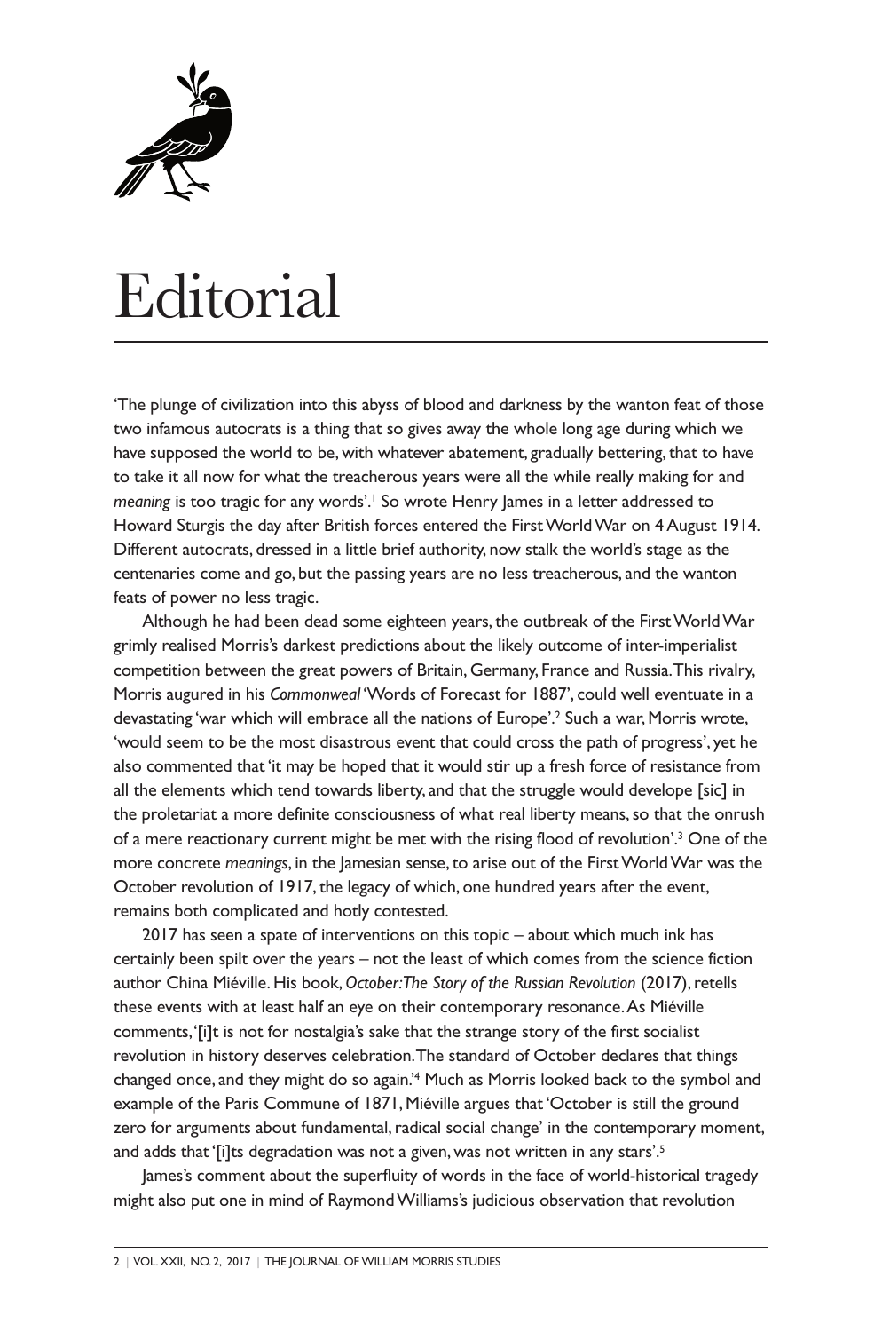# Editorial

'The plunge of civilization into this abyss of blood and darkness by the wanton feat of those two infamous autocrats is a thing that so gives away the whole long age during which we have supposed the world to be, with whatever abatement, gradually bettering, that to have to take it all now for what the treacherous years were all the while really making for and *meaning* is too tragic for any words'.[1] So wrote Henry James in a letter addressed to Howard Sturgis the day after British forces entered the First World War on 4 August 1914. Different autocrats, dressed in a little brief authority, now stalk the world's stage as the centenaries come and go, but the passing years are no less treacherous, and the wanton feats of power no less tragic.

Although he had been dead some eighteen years, the outbreak of the First World War grimly realised Morris's darkest predictions about the likely outcome of inter-imperialist competition between the great powers of Britain, Germany, France and Russia. This rivalry, Morris augured in his *Commonweal* 'Words of Forecast for 1887', could well eventuate in a devastating 'war which will embrace all the nations of Europe'.[2] Such a war, Morris wrote, 'would seem to be the most disastrous event that could cross the path of progress', yet he also commented that 'it may be hoped that it would stir up a fresh force of resistance from all the elements which tend towards liberty, and that the struggle would develope [sic] in the proletariat a more definite consciousness of what real liberty means, so that the onrush of a mere reactionary current might be met with the rising flood of revolution'.[3] One of the more concrete *meanings*, in the Jamesian sense, to arise out of the First World War was the October revolution of 1917, the legacy of which, one hundred years after the event, remains both complicated and hotly contested.

2017 has seen a spate of interventions on this topic – about which much ink has certainly been spilt over the years – not the least of which comes from the science fiction author China Miéville. His book, *October: The Story of the Russian Revolution* (2017), retells these events with at least half an eye on their contemporary resonance. As Miéville comments, '[i]t is not for nostalgia's sake that the strange story of the first socialist revolution in history deserves celebration. The standard of October declares that things changed once, and they might do so again.'[4] Much as Morris looked back to the symbol and example of the Paris Commune of 1871, Miéville argues that 'October is still the ground zero for arguments about fundamental, radical social change' in the contemporary moment, and adds that '[i]ts degradation was not a given, was not written in any stars'.[5]

James's comment about the superfluity of words in the face of world-historical tragedy might also put one in mind of Raymond Williams's judicious observation that revolution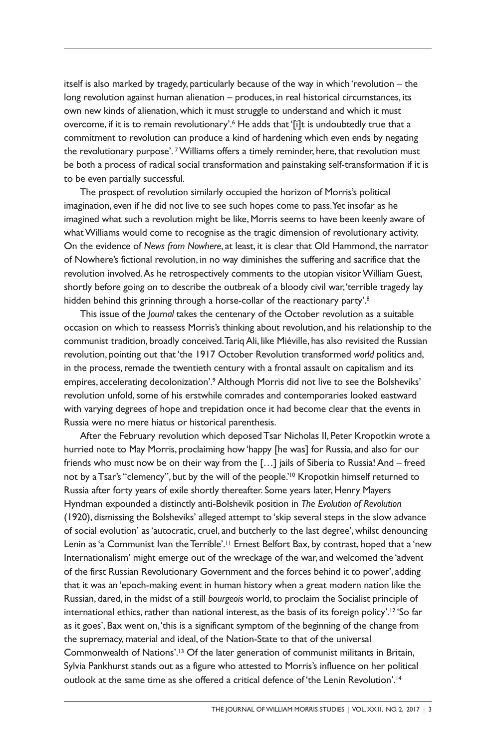itself is also marked by tragedy, particularly because of the way in which 'revolution – the long revolution against human alienation – produces, in real historical circumstances, its own new kinds of alienation, which it must struggle to understand and which it must overcome, if it is to remain revolutionary'.[6] He adds that '[i]t is undoubtedly true that a commitment to revolution can produce a kind of hardening which even ends by negating the revolutionary purpose'.[7] Williams offers a timely reminder, here, that revolution must be both a process of radical social transformation and painstaking self-transformation if it is to be even partially successful.

The prospect of revolution similarly occupied the horizon of Morris's political imagination, even if he did not live to see such hopes come to pass. Yet insofar as he imagined what such a revolution might be like, Morris seems to have been keenly aware of what Williams would come to recognise as the tragic dimension of revolutionary activity. On the evidence of *News from Nowhere*, at least, it is clear that Old Hammond, the narrator of Nowhere's fictional revolution, in no way diminishes the suffering and sacrifice that the revolution involved. As he retrospectively comments to the utopian visitor William Guest, shortly before going on to describe the outbreak of a bloody civil war, 'terrible tragedy lay hidden behind this grinning through a horse-collar of the reactionary party'.[8]

This issue of the *Journal* takes the centenary of the October revolution as a suitable occasion on which to reassess Morris's thinking about revolution, and his relationship to the communist tradition, broadly conceived. Tariq Ali, like Miéville, has also revisited the Russian revolution, pointing out that 'the 1917 October Revolution transformed *world* politics and, in the process, remade the twentieth century with a frontal assault on capitalism and its empires, accelerating decolonization'.[9] Although Morris did not live to see the Bolsheviks' revolution unfold, some of his erstwhile comrades and contemporaries looked eastward with varying degrees of hope and trepidation once it had become clear that the events in Russia were no mere hiatus or historical parenthesis.

After the February revolution which deposed Tsar Nicholas II, Peter Kropotkin wrote a hurried note to May Morris, proclaiming how 'happy [he was] for Russia, and also for our friends who must now be on their way from the […] jails of Siberia to Russia! And – freed not by a Tsar's "clemency", but by the will of the people.'[10] Kropotkin himself returned to Russia after forty years of exile shortly thereafter. Some years later, Henry Mayers Hyndman expounded a distinctly anti-Bolshevik position in *The Evolution of Revolution* (1920), dismissing the Bolsheviks' alleged attempt to 'skip several steps in the slow advance of social evolution' as 'autocratic, cruel, and butcherly to the last degree', whilst denouncing Lenin as 'a Communist Ivan the Terrible'.[11] Ernest Belfort Bax, by contrast, hoped that a 'new Internationalism' might emerge out of the wreckage of the war, and welcomed the 'advent of the first Russian Revolutionary Government and the forces behind it to power', adding that it was an 'epoch-making event in human history when a great modern nation like the Russian, dared, in the midst of a still *bourgeois* world, to proclaim the Socialist principle of international ethics, rather than national interest, as the basis of its foreign policy'.[12] 'So far as it goes', Bax went on, 'this is a significant symptom of the beginning of the change from the supremacy, material and ideal, of the Nation-State to that of the universal Commonwealth of Nations'.[13] Of the later generation of communist militants in Britain, Sylvia Pankhurst stands out as a figure who attested to Morris's influence on her political outlook at the same time as she offered a critical defence of 'the Lenin Revolution'.[14]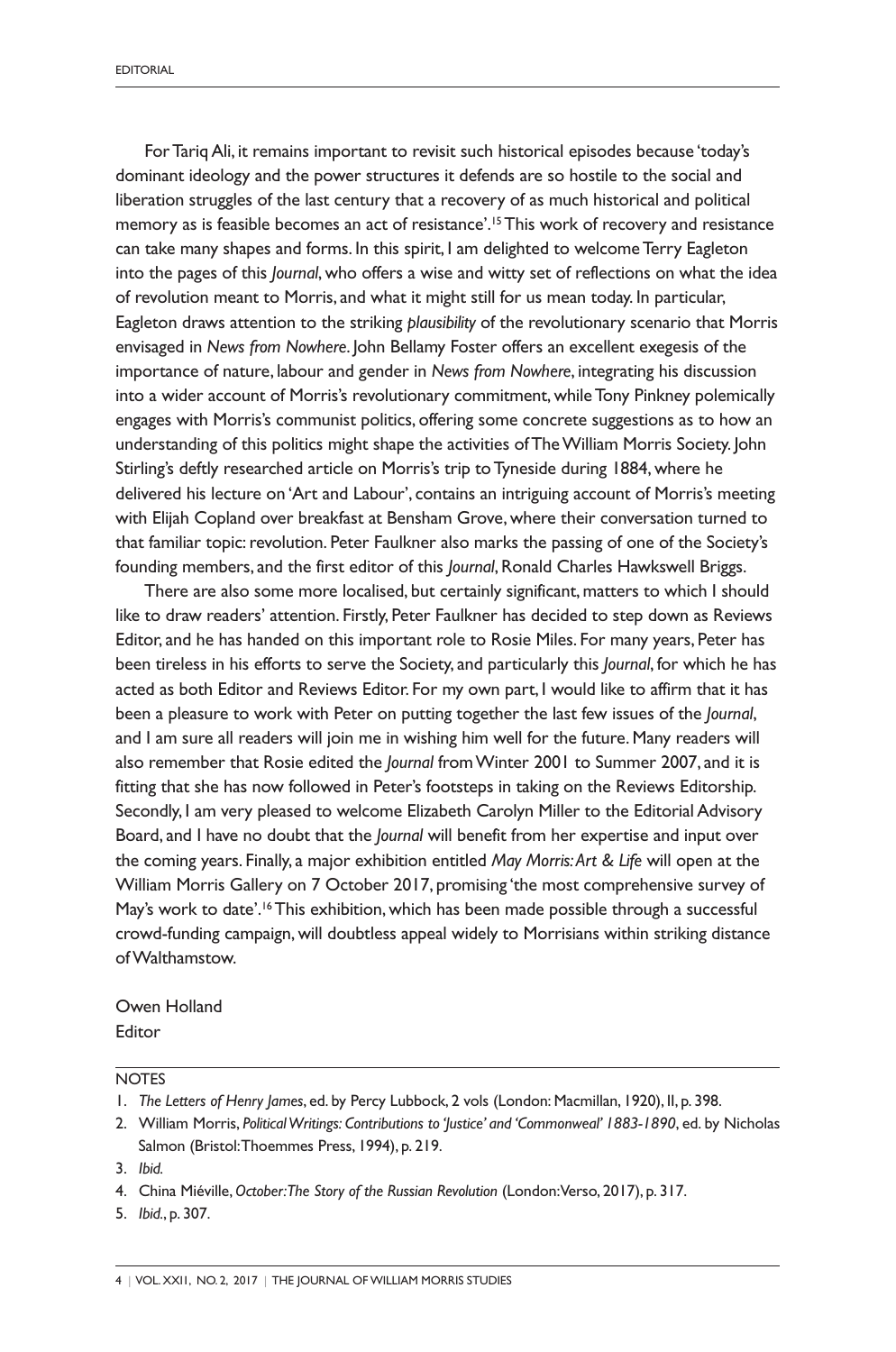For Tariq Ali, it remains important to revisit such historical episodes because 'today's dominant ideology and the power structures it defends are so hostile to the social and liberation struggles of the last century that a recovery of as much historical and political memory as is feasible becomes an act of resistance'.[15] This work of recovery and resistance can take many shapes and forms. In this spirit, I am delighted to welcome Terry Eagleton into the pages of this *Journal*, who offers a wise and witty set of reflections on what the idea of revolution meant to Morris, and what it might still for us mean today. In particular, Eagleton draws attention to the striking *plausibility* of the revolutionary scenario that Morris envisaged in *News from Nowhere*. John Bellamy Foster offers an excellent exegesis of the importance of nature, labour and gender in *News from Nowhere*, integrating his discussion into a wider account of Morris's revolutionary commitment, while Tony Pinkney polemically engages with Morris's communist politics, offering some concrete suggestions as to how an understanding of this politics might shape the activities of The William Morris Society. John Stirling's deftly researched article on Morris's trip to Tyneside during 1884, where he delivered his lecture on 'Art and Labour', contains an intriguing account of Morris's meeting with Elijah Copland over breakfast at Bensham Grove, where their conversation turned to that familiar topic: revolution. Peter Faulkner also marks the passing of one of the Society's founding members, and the first editor of this *Journal*, Ronald Charles Hawkswell Briggs.

There are also some more localised, but certainly significant, matters to which I should like to draw readers' attention. Firstly, Peter Faulkner has decided to step down as Reviews Editor, and he has handed on this important role to Rosie Miles. For many years, Peter has been tireless in his efforts to serve the Society, and particularly this *Journal*, for which he has acted as both Editor and Reviews Editor. For my own part, I would like to affirm that it has been a pleasure to work with Peter on putting together the last few issues of the *Journal*, and I am sure all readers will join me in wishing him well for the future. Many readers will also remember that Rosie edited the *Journal* from Winter 2001 to Summer 2007, and it is fitting that she has now followed in Peter's footsteps in taking on the Reviews Editorship. Secondly, I am very pleased to welcome Elizabeth Carolyn Miller to the Editorial Advisory Board, and I have no doubt that the *Journal* will benefit from her expertise and input over the coming years. Finally, a major exhibition entitled *May Morris: Art & Life* will open at the William Morris Gallery on 7 October 2017, promising 'the most comprehensive survey of May's work to date'.[16] This exhibition, which has been made possible through a successful crowd-funding campaign, will doubtless appeal widely to Morrisians within striking distance of Walthamstow.

Owen Holland
Editor

NOTES

1. *The Letters of Henry James*, ed. by Percy Lubbock, 2 vols (London: Macmillan, 1920), II, p. 398.
2. William Morris, *Political Writings: Contributions to 'Justice' and 'Commonweal' 1883-1890*, ed. by Nicholas Salmon (Bristol: Thoemmes Press, 1994), p. 219.
3. *Ibid.*
4. China Miéville, *October: The Story of the Russian Revolution* (London: Verso, 2017), p. 317.
5. *Ibid.*, p. 307.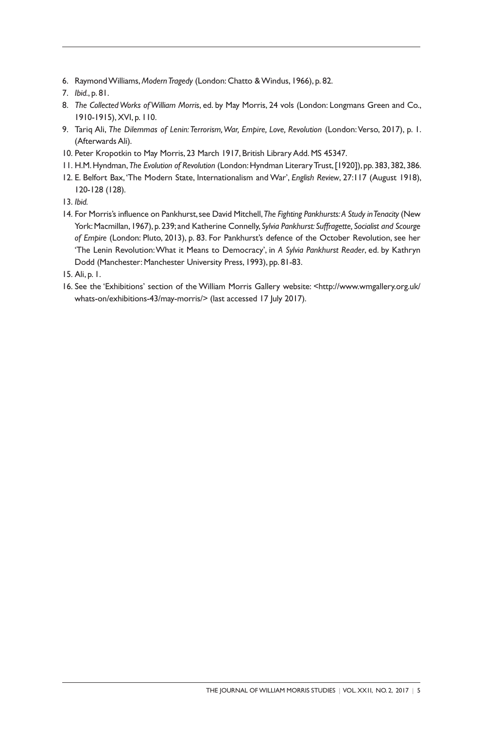6. Raymond Williams, *Modern Tragedy* (London: Chatto & Windus, 1966), p. 82.
7. *Ibid.*, p. 81.
8. *The Collected Works of William Morris*, ed. by May Morris, 24 vols (London: Longmans Green and Co., 1910-1915), XVI, p. 110.
9. Tariq Ali, *The Dilemmas of Lenin: Terrorism, War, Empire, Love, Revolution* (London: Verso, 2017), p. 1. (Afterwards Ali).
10. Peter Kropotkin to May Morris, 23 March 1917, British Library Add. MS 45347.
11. H.M. Hyndman, *The Evolution of Revolution* (London: Hyndman Literary Trust, [1920]), pp. 383, 382, 386.
12. E. Belfort Bax, 'The Modern State, Internationalism and War', *English Review*, 27:117 (August 1918), 120-128 (128).
13. *Ibid.*
14. For Morris's influence on Pankhurst, see David Mitchell, *The Fighting Pankhursts: A Study in Tenacity* (New York: Macmillan, 1967), p. 239; and Katherine Connelly, *Sylvia Pankhurst: Suffragette, Socialist and Scourge of Empire* (London: Pluto, 2013), p. 83. For Pankhurst's defence of the October Revolution, see her 'The Lenin Revolution: What it Means to Democracy', in *A Sylvia Pankhurst Reader*, ed. by Kathryn Dodd (Manchester: Manchester University Press, 1993), pp. 81-83.
15. Ali, p. 1.
16. See the 'Exhibitions' section of the William Morris Gallery website: <http://www.wmgallery.org.uk/whats-on/exhibitions-43/may-morris/> (last accessed 17 July 2017).